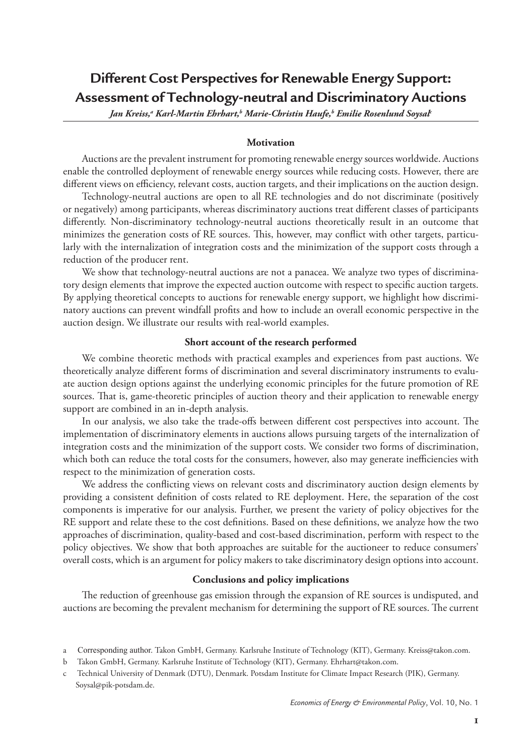# Different Cost Perspectives for Renewable Energy Support: Assessment of Technology-neutral and Discriminatory Auctions

*Jan Kreiss,[a] Karl-Martin Ehrhart,[b] Marie-Christin Haufe,[b] Emilie Rosenlund Soysal[c]*

### Motivation

Auctions are the prevalent instrument for promoting renewable energy sources worldwide. Auctions enable the controlled deployment of renewable energy sources while reducing costs. However, there are different views on efficiency, relevant costs, auction targets, and their implications on the auction design.

Technology-neutral auctions are open to all RE technologies and do not discriminate (positively or negatively) among participants, whereas discriminatory auctions treat different classes of participants differently. Non-discriminatory technology-neutral auctions theoretically result in an outcome that minimizes the generation costs of RE sources. This, however, may conflict with other targets, particularly with the internalization of integration costs and the minimization of the support costs through a reduction of the producer rent.

We show that technology-neutral auctions are not a panacea. We analyze two types of discriminatory design elements that improve the expected auction outcome with respect to specific auction targets. By applying theoretical concepts to auctions for renewable energy support, we highlight how discriminatory auctions can prevent windfall profits and how to include an overall economic perspective in the auction design. We illustrate our results with real-world examples.

### Short account of the research performed

We combine theoretic methods with practical examples and experiences from past auctions. We theoretically analyze different forms of discrimination and several discriminatory instruments to evaluate auction design options against the underlying economic principles for the future promotion of RE sources. That is, game-theoretic principles of auction theory and their application to renewable energy support are combined in an in-depth analysis.

In our analysis, we also take the trade-offs between different cost perspectives into account. The implementation of discriminatory elements in auctions allows pursuing targets of the internalization of integration costs and the minimization of the support costs. We consider two forms of discrimination, which both can reduce the total costs for the consumers, however, also may generate inefficiencies with respect to the minimization of generation costs.

We address the conflicting views on relevant costs and discriminatory auction design elements by providing a consistent definition of costs related to RE deployment. Here, the separation of the cost components is imperative for our analysis. Further, we present the variety of policy objectives for the RE support and relate these to the cost definitions. Based on these definitions, we analyze how the two approaches of discrimination, quality-based and cost-based discrimination, perform with respect to the policy objectives. We show that both approaches are suitable for the auctioneer to reduce consumers' overall costs, which is an argument for policy makers to take discriminatory design options into account.

### Conclusions and policy implications

The reduction of greenhouse gas emission through the expansion of RE sources is undisputed, and auctions are becoming the prevalent mechanism for determining the support of RE sources. The current

---

a Corresponding author. Takon GmbH, Germany. Karlsruhe Institute of Technology (KIT), Germany. Kreiss@takon.com.

b Takon GmbH, Germany. Karlsruhe Institute of Technology (KIT), Germany. Ehrhart@takon.com.

c Technical University of Denmark (DTU), Denmark. Potsdam Institute for Climate Impact Research (PIK), Germany. Soysal@pik-potsdam.de.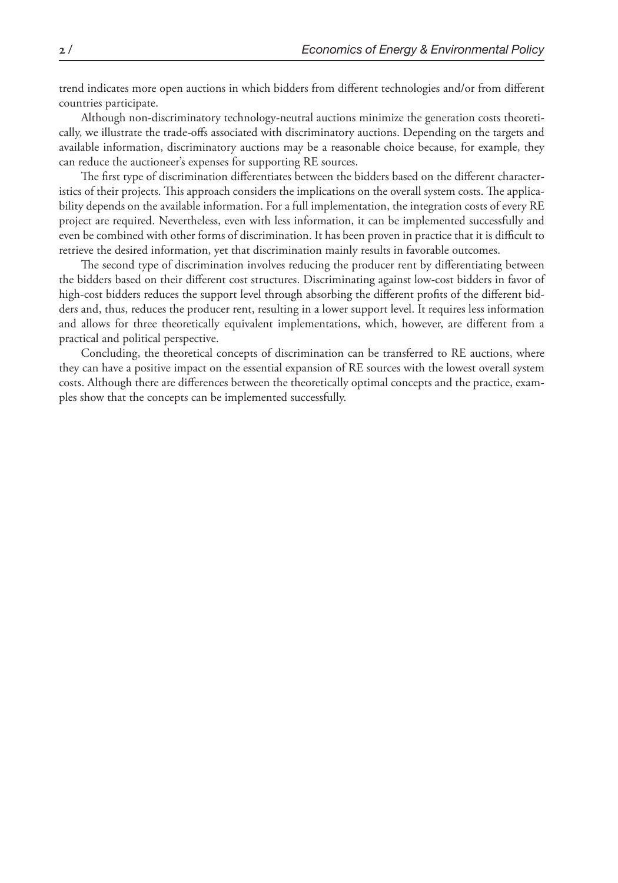trend indicates more open auctions in which bidders from different technologies and/or from different countries participate.

Although non-discriminatory technology-neutral auctions minimize the generation costs theoretically, we illustrate the trade-offs associated with discriminatory auctions. Depending on the targets and available information, discriminatory auctions may be a reasonable choice because, for example, they can reduce the auctioneer's expenses for supporting RE sources.

The first type of discrimination differentiates between the bidders based on the different characteristics of their projects. This approach considers the implications on the overall system costs. The applicability depends on the available information. For a full implementation, the integration costs of every RE project are required. Nevertheless, even with less information, it can be implemented successfully and even be combined with other forms of discrimination. It has been proven in practice that it is difficult to retrieve the desired information, yet that discrimination mainly results in favorable outcomes.

The second type of discrimination involves reducing the producer rent by differentiating between the bidders based on their different cost structures. Discriminating against low-cost bidders in favor of high-cost bidders reduces the support level through absorbing the different profits of the different bidders and, thus, reduces the producer rent, resulting in a lower support level. It requires less information and allows for three theoretically equivalent implementations, which, however, are different from a practical and political perspective.

Concluding, the theoretical concepts of discrimination can be transferred to RE auctions, where they can have a positive impact on the essential expansion of RE sources with the lowest overall system costs. Although there are differences between the theoretically optimal concepts and the practice, examples show that the concepts can be implemented successfully.